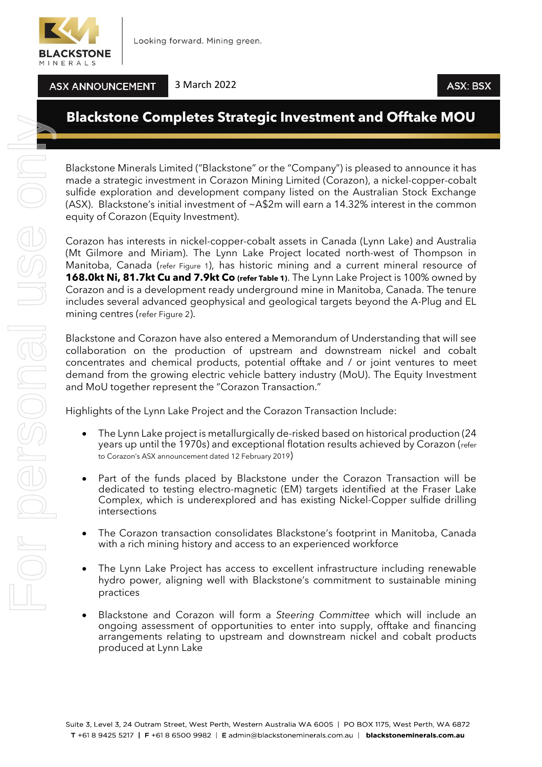ASX ANNOUNCEMENT 3 March 2022 ASX: BSX

# Blackstone Completes Strategic Investment and Offtake MOU

Blackstone Minerals Limited ("Blackstone" or the "Company") is pleased to announce it has made a strategic investment in Corazon Mining Limited (Corazon), a nickel-copper-cobalt sulfide exploration and development company listed on the Australian Stock Exchange (ASX). Blackstone's initial investment of ~A$2m will earn a 14.32% interest in the common equity of Corazon (Equity Investment).

Corazon has interests in nickel-copper-cobalt assets in Canada (Lynn Lake) and Australia (Mt Gilmore and Miriam). The Lynn Lake Project located north-west of Thompson in Manitoba, Canada (refer Figure 1), has historic mining and a current mineral resource of **168.0kt Ni, 81.7kt Cu and 7.9kt Co (refer Table 1)**. The Lynn Lake Project is 100% owned by Corazon and is a development ready underground mine in Manitoba, Canada. The tenure includes several advanced geophysical and geological targets beyond the A-Plug and EL mining centres (refer Figure 2).

Blackstone and Corazon have also entered a Memorandum of Understanding that will see collaboration on the production of upstream and downstream nickel and cobalt concentrates and chemical products, potential offtake and / or joint ventures to meet demand from the growing electric vehicle battery industry (MoU). The Equity Investment and MoU together represent the "Corazon Transaction."

Highlights of the Lynn Lake Project and the Corazon Transaction Include:

- The Lynn Lake project is metallurgically de-risked based on historical production (24 years up until the 1970s) and exceptional flotation results achieved by Corazon (refer to Corazon's ASX announcement dated 12 February 2019)
- Part of the funds placed by Blackstone under the Corazon Transaction will be dedicated to testing electro-magnetic (EM) targets identified at the Fraser Lake Complex, which is underexplored and has existing Nickel-Copper sulfide drilling intersections
- The Corazon transaction consolidates Blackstone's footprint in Manitoba, Canada with a rich mining history and access to an experienced workforce
- The Lynn Lake Project has access to excellent infrastructure including renewable hydro power, aligning well with Blackstone's commitment to sustainable mining practices
- Blackstone and Corazon will form a *Steering Committee* which will include an ongoing assessment of opportunities to enter into supply, offtake and financing arrangements relating to upstream and downstream nickel and cobalt products produced at Lynn Lake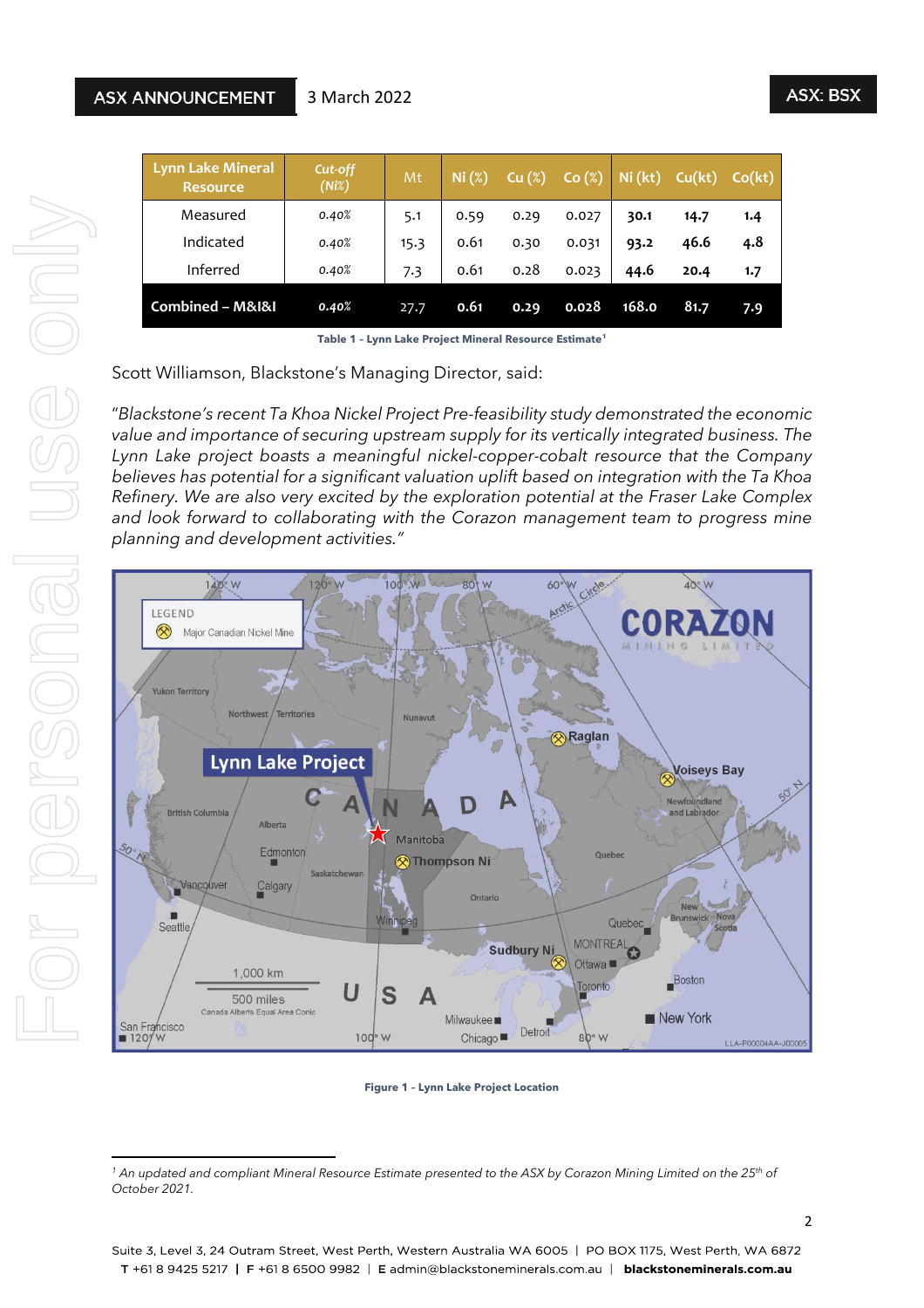| Lynn Lake Mineral Resource | Cut-off (Ni%) | Mt | Ni (%) | Cu (%) | Co (%) | Ni (kt) | Cu(kt) | Co(kt) |
|---|---|---|---|---|---|---|---|---|
| Measured | 0.40% | 5.1 | 0.59 | 0.29 | 0.027 | **30.1** | **14.7** | **1.4** |
| Indicated | 0.40% | 15.3 | 0.61 | 0.30 | 0.031 | **93.2** | **46.6** | **4.8** |
| Inferred | 0.40% | 7.3 | 0.61 | 0.28 | 0.023 | **44.6** | **20.4** | **1.7** |
| **Combined – M&I&I** | **0.40%** | **27.7** | **0.61** | **0.29** | **0.028** | **168.0** | **81.7** | **7.9** |

**Table 1 - Lynn Lake Project Mineral Resource Estimate**[1]

Scott Williamson, Blackstone's Managing Director, said:

*"Blackstone's recent Ta Khoa Nickel Project Pre-feasibility study demonstrated the economic value and importance of securing upstream supply for its vertically integrated business. The Lynn Lake project boasts a meaningful nickel-copper-cobalt resource that the Company believes has potential for a significant valuation uplift based on integration with the Ta Khoa Refinery. We are also very excited by the exploration potential at the Fraser Lake Complex and look forward to collaborating with the Corazon management team to progress mine planning and development activities."*

**Figure 1 - Lynn Lake Project Location**

---

[1] *An updated and compliant Mineral Resource Estimate presented to the ASX by Corazon Mining Limited on the 25th of October 2021.*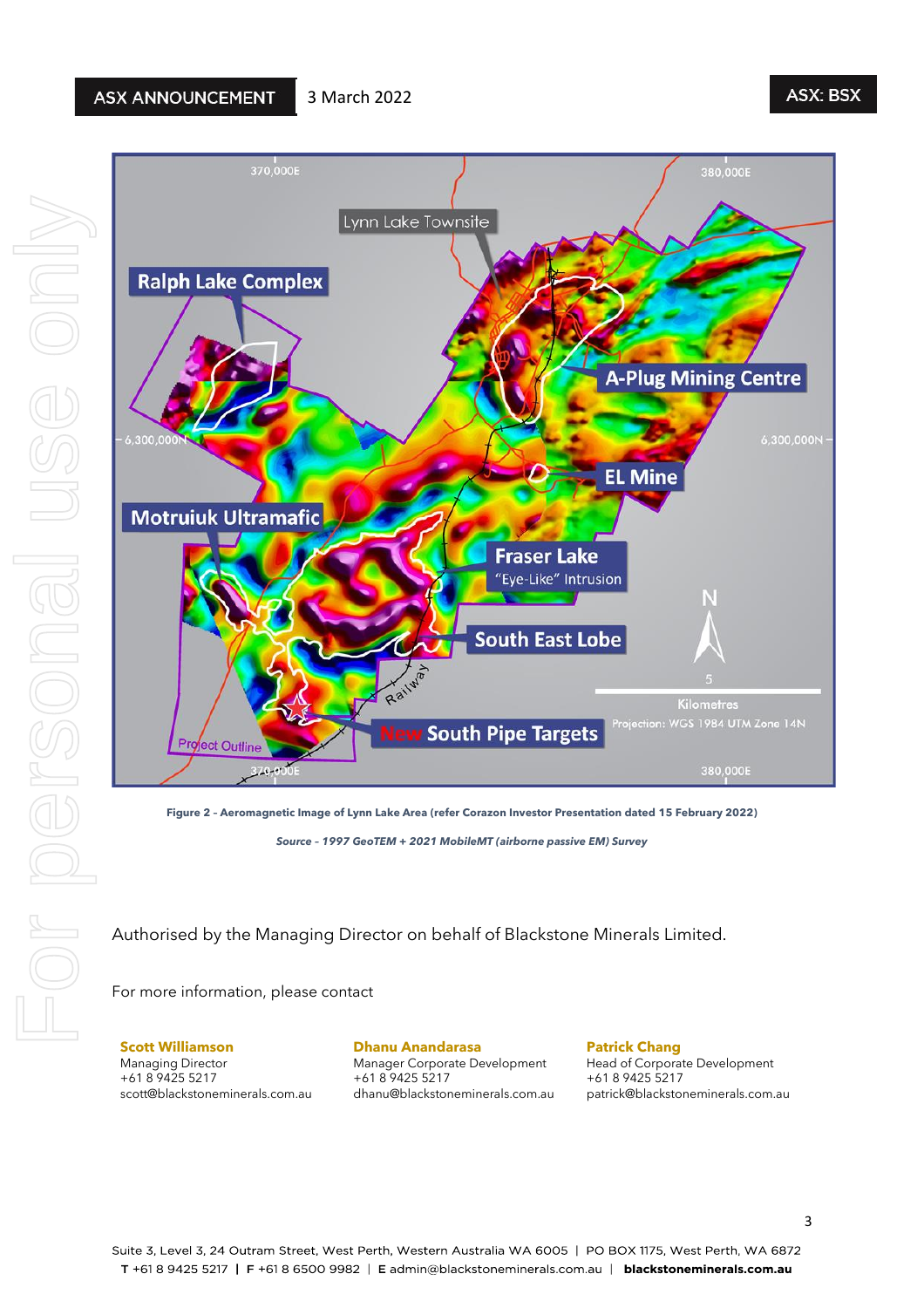Figure 2 – Aeromagnetic Image of Lynn Lake Area (refer Corazon Investor Presentation dated 15 February 2022)

*Source – 1997 GeoTEM + 2021 MobileMT (airborne passive EM) Survey*

Authorised by the Managing Director on behalf of Blackstone Minerals Limited.

For more information, please contact

**Scott Williamson**
Managing Director
+61 8 9425 5217
scott@blackstoneminerals.com.au

**Dhanu Anandarasa**
Manager Corporate Development
+61 8 9425 5217
dhanu@blackstoneminerals.com.au

**Patrick Chang**
Head of Corporate Development
+61 8 9425 5217
patrick@blackstoneminerals.com.au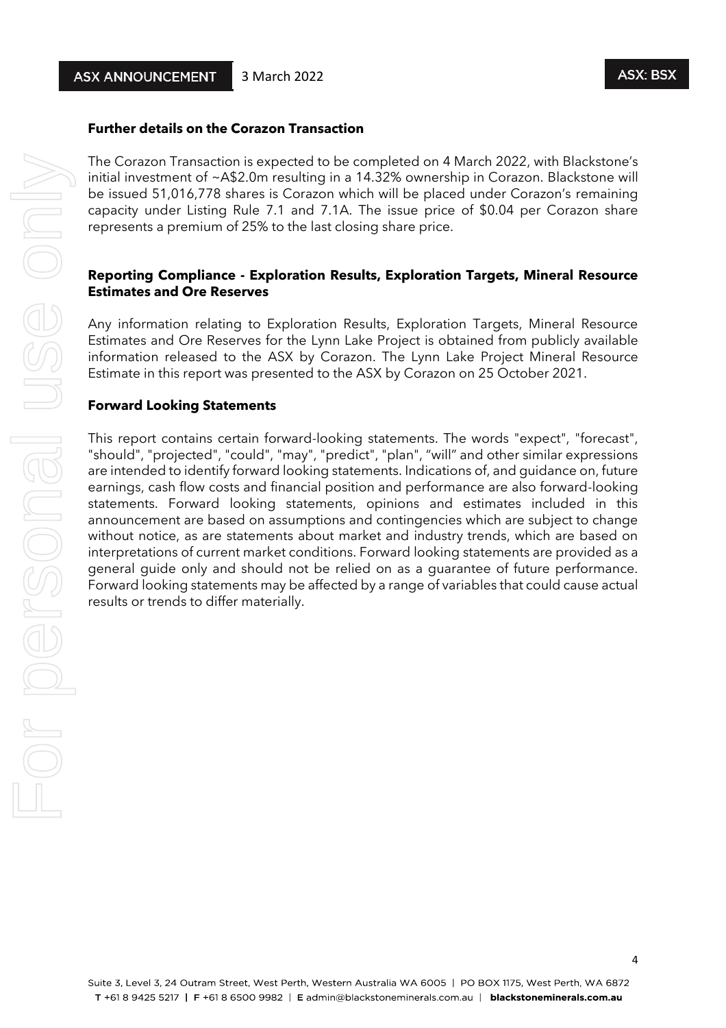**Further details on the Corazon Transaction**

The Corazon Transaction is expected to be completed on 4 March 2022, with Blackstone's initial investment of ~A$2.0m resulting in a 14.32% ownership in Corazon. Blackstone will be issued 51,016,778 shares is Corazon which will be placed under Corazon's remaining capacity under Listing Rule 7.1 and 7.1A. The issue price of $0.04 per Corazon share represents a premium of 25% to the last closing share price.

**Reporting Compliance - Exploration Results, Exploration Targets, Mineral Resource Estimates and Ore Reserves**

Any information relating to Exploration Results, Exploration Targets, Mineral Resource Estimates and Ore Reserves for the Lynn Lake Project is obtained from publicly available information released to the ASX by Corazon. The Lynn Lake Project Mineral Resource Estimate in this report was presented to the ASX by Corazon on 25 October 2021.

**Forward Looking Statements**

This report contains certain forward-looking statements. The words "expect", "forecast", "should", "projected", "could", "may", "predict", "plan", "will" and other similar expressions are intended to identify forward looking statements. Indications of, and guidance on, future earnings, cash flow costs and financial position and performance are also forward-looking statements. Forward looking statements, opinions and estimates included in this announcement are based on assumptions and contingencies which are subject to change without notice, as are statements about market and industry trends, which are based on interpretations of current market conditions. Forward looking statements are provided as a general guide only and should not be relied on as a guarantee of future performance. Forward looking statements may be affected by a range of variables that could cause actual results or trends to differ materially.